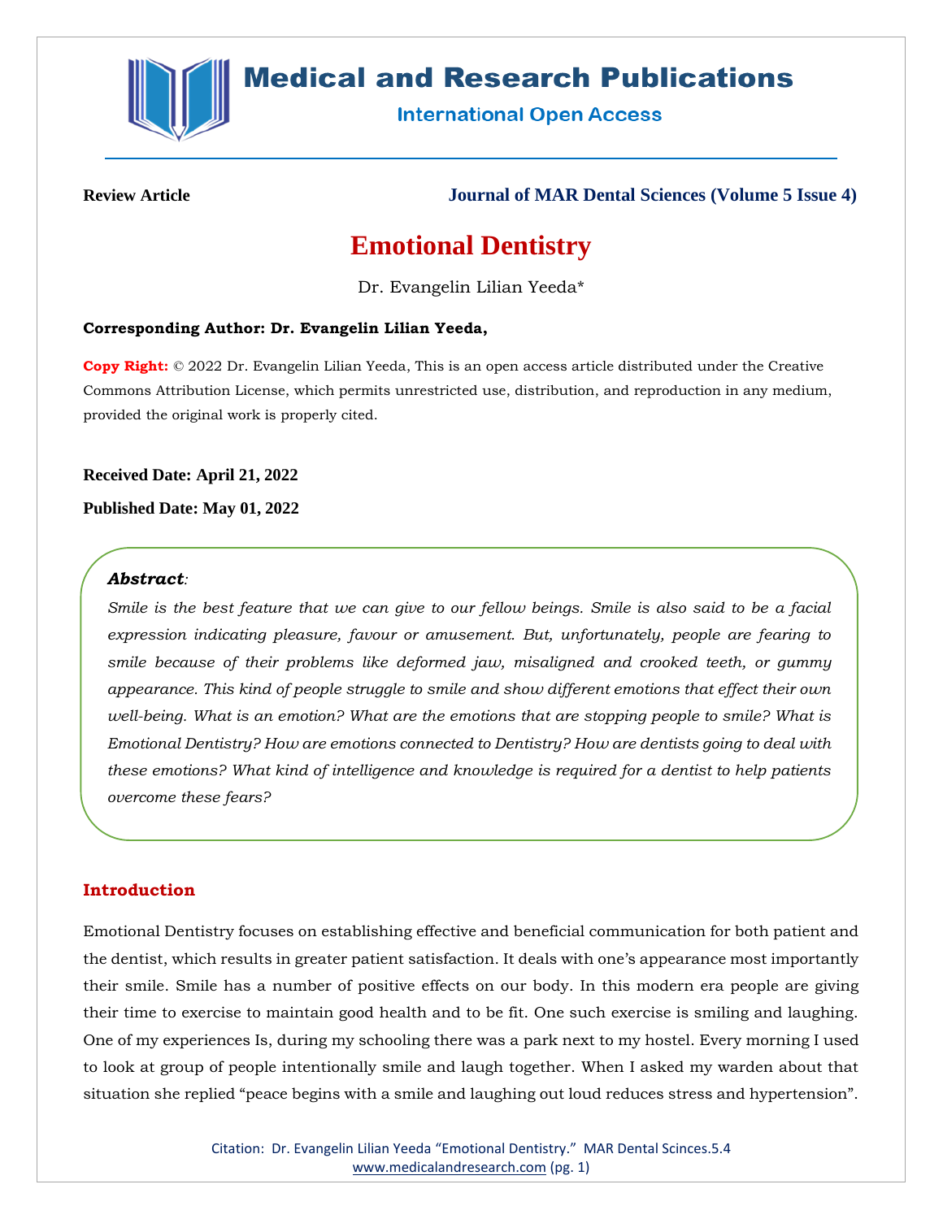**Review Article** **Journal of MAR Dental Sciences (Volume 5 Issue 4)**

# Emotional Dentistry

Dr. Evangelin Lilian Yeeda*

**Corresponding Author: Dr. Evangelin Lilian Yeeda,**

**Copy Right:** © 2022 Dr. Evangelin Lilian Yeeda, This is an open access article distributed under the Creative Commons Attribution License, which permits unrestricted use, distribution, and reproduction in any medium, provided the original work is properly cited.

**Received Date: April 21, 2022**

**Published Date: May 01, 2022**

***Abstract**:*

*Smile is the best feature that we can give to our fellow beings. Smile is also said to be a facial expression indicating pleasure, favour or amusement. But, unfortunately, people are fearing to smile because of their problems like deformed jaw, misaligned and crooked teeth, or gummy appearance. This kind of people struggle to smile and show different emotions that effect their own well-being. What is an emotion? What are the emotions that are stopping people to smile? What is Emotional Dentistry? How are emotions connected to Dentistry? How are dentists going to deal with these emotions? What kind of intelligence and knowledge is required for a dentist to help patients overcome these fears?*

## Introduction

Emotional Dentistry focuses on establishing effective and beneficial communication for both patient and the dentist, which results in greater patient satisfaction. It deals with one's appearance most importantly their smile. Smile has a number of positive effects on our body. In this modern era people are giving their time to exercise to maintain good health and to be fit. One such exercise is smiling and laughing. One of my experiences Is, during my schooling there was a park next to my hostel. Every morning I used to look at group of people intentionally smile and laugh together. When I asked my warden about that situation she replied "peace begins with a smile and laughing out loud reduces stress and hypertension".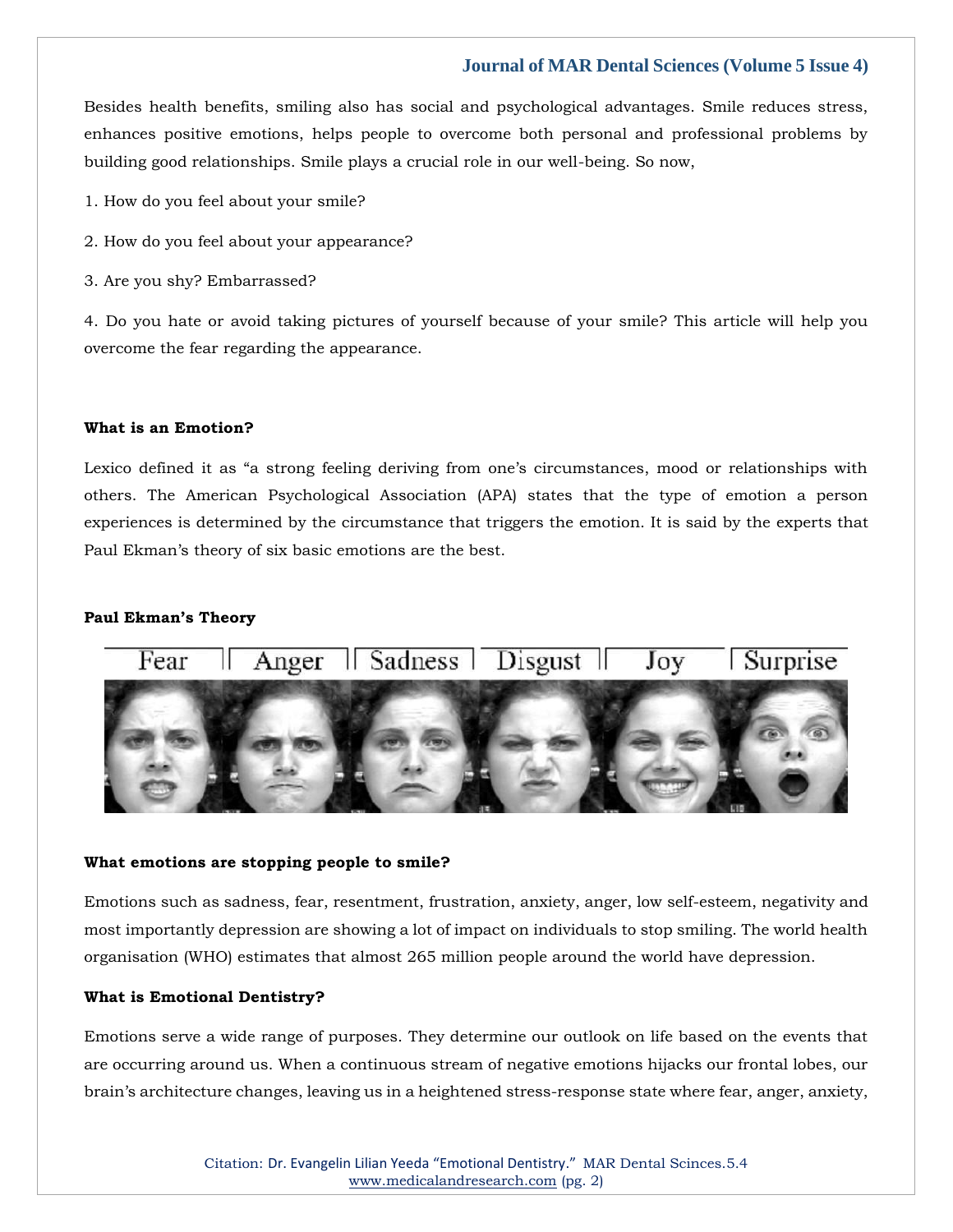Besides health benefits, smiling also has social and psychological advantages. Smile reduces stress, enhances positive emotions, helps people to overcome both personal and professional problems by building good relationships. Smile plays a crucial role in our well-being. So now,

1. How do you feel about your smile?

2. How do you feel about your appearance?

3. Are you shy? Embarrassed?

4. Do you hate or avoid taking pictures of yourself because of your smile? This article will help you overcome the fear regarding the appearance.

**What is an Emotion?**

Lexico defined it as "a strong feeling deriving from one's circumstances, mood or relationships with others. The American Psychological Association (APA) states that the type of emotion a person experiences is determined by the circumstance that triggers the emotion. It is said by the experts that Paul Ekman's theory of six basic emotions are the best.

**Paul Ekman's Theory**

Fear | Anger | Sadness | Disgust | Joy | Surprise

**What emotions are stopping people to smile?**

Emotions such as sadness, fear, resentment, frustration, anxiety, anger, low self-esteem, negativity and most importantly depression are showing a lot of impact on individuals to stop smiling. The world health organisation (WHO) estimates that almost 265 million people around the world have depression.

**What is Emotional Dentistry?**

Emotions serve a wide range of purposes. They determine our outlook on life based on the events that are occurring around us. When a continuous stream of negative emotions hijacks our frontal lobes, our brain's architecture changes, leaving us in a heightened stress-response state where fear, anger, anxiety,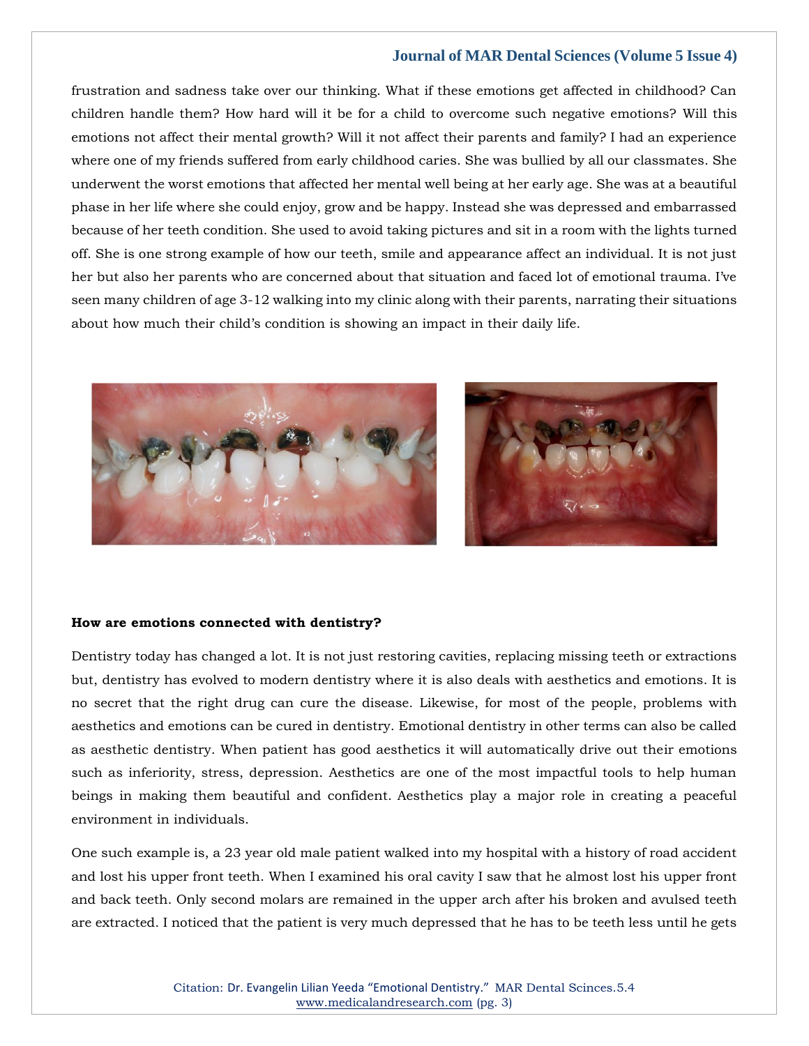frustration and sadness take over our thinking. What if these emotions get affected in childhood? Can children handle them? How hard will it be for a child to overcome such negative emotions? Will this emotions not affect their mental growth? Will it not affect their parents and family? I had an experience where one of my friends suffered from early childhood caries. She was bullied by all our classmates. She underwent the worst emotions that affected her mental well being at her early age. She was at a beautiful phase in her life where she could enjoy, grow and be happy. Instead she was depressed and embarrassed because of her teeth condition. She used to avoid taking pictures and sit in a room with the lights turned off. She is one strong example of how our teeth, smile and appearance affect an individual. It is not just her but also her parents who are concerned about that situation and faced lot of emotional trauma. I've seen many children of age 3-12 walking into my clinic along with their parents, narrating their situations about how much their child's condition is showing an impact in their daily life.

**How are emotions connected with dentistry?**

Dentistry today has changed a lot. It is not just restoring cavities, replacing missing teeth or extractions but, dentistry has evolved to modern dentistry where it is also deals with aesthetics and emotions. It is no secret that the right drug can cure the disease. Likewise, for most of the people, problems with aesthetics and emotions can be cured in dentistry. Emotional dentistry in other terms can also be called as aesthetic dentistry. When patient has good aesthetics it will automatically drive out their emotions such as inferiority, stress, depression. Aesthetics are one of the most impactful tools to help human beings in making them beautiful and confident. Aesthetics play a major role in creating a peaceful environment in individuals.

One such example is, a 23 year old male patient walked into my hospital with a history of road accident and lost his upper front teeth. When I examined his oral cavity I saw that he almost lost his upper front and back teeth. Only second molars are remained in the upper arch after his broken and avulsed teeth are extracted. I noticed that the patient is very much depressed that he has to be teeth less until he gets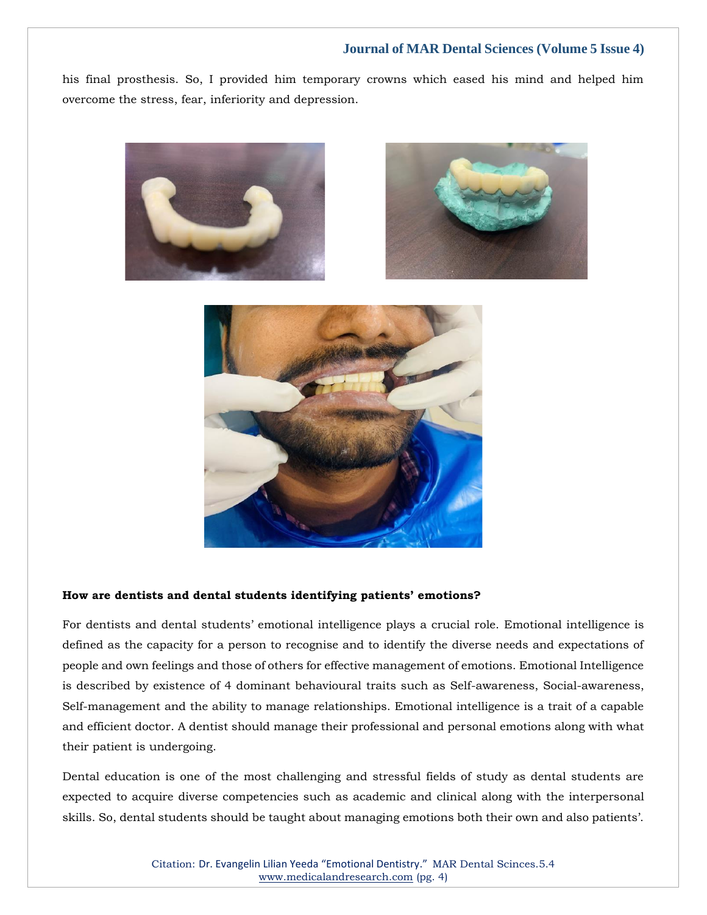his final prosthesis. So, I provided him temporary crowns which eased his mind and helped him overcome the stress, fear, inferiority and depression.

**How are dentists and dental students identifying patients' emotions?**

For dentists and dental students' emotional intelligence plays a crucial role. Emotional intelligence is defined as the capacity for a person to recognise and to identify the diverse needs and expectations of people and own feelings and those of others for effective management of emotions. Emotional Intelligence is described by existence of 4 dominant behavioural traits such as Self-awareness, Social-awareness, Self-management and the ability to manage relationships. Emotional intelligence is a trait of a capable and efficient doctor. A dentist should manage their professional and personal emotions along with what their patient is undergoing.

Dental education is one of the most challenging and stressful fields of study as dental students are expected to acquire diverse competencies such as academic and clinical along with the interpersonal skills. So, dental students should be taught about managing emotions both their own and also patients'.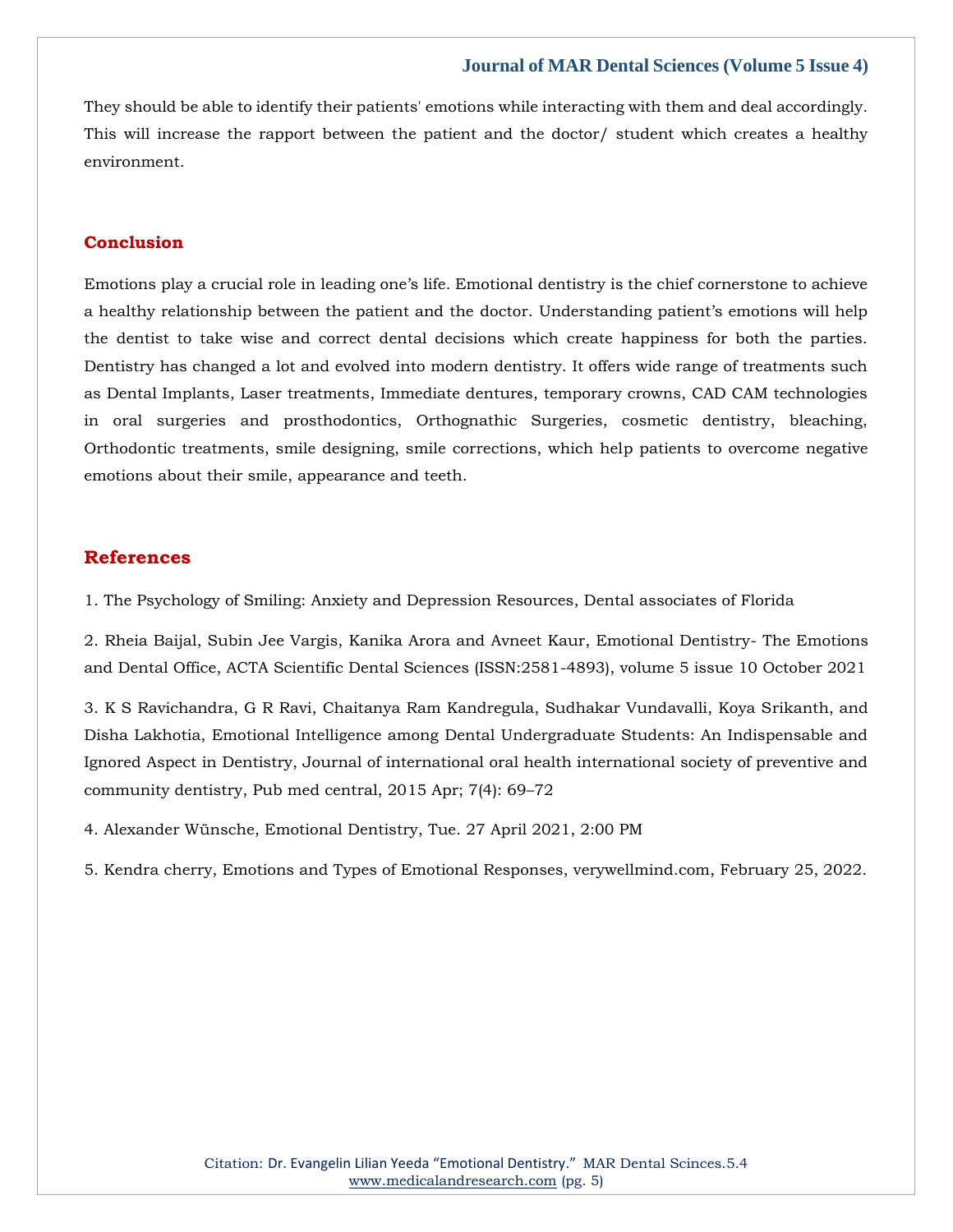They should be able to identify their patients' emotions while interacting with them and deal accordingly. This will increase the rapport between the patient and the doctor/ student which creates a healthy environment.

## Conclusion

Emotions play a crucial role in leading one's life. Emotional dentistry is the chief cornerstone to achieve a healthy relationship between the patient and the doctor. Understanding patient's emotions will help the dentist to take wise and correct dental decisions which create happiness for both the parties. Dentistry has changed a lot and evolved into modern dentistry. It offers wide range of treatments such as Dental Implants, Laser treatments, Immediate dentures, temporary crowns, CAD CAM technologies in oral surgeries and prosthodontics, Orthognathic Surgeries, cosmetic dentistry, bleaching, Orthodontic treatments, smile designing, smile corrections, which help patients to overcome negative emotions about their smile, appearance and teeth.

## References

1. The Psychology of Smiling: Anxiety and Depression Resources, Dental associates of Florida

2. Rheia Baijal, Subin Jee Vargis, Kanika Arora and Avneet Kaur, Emotional Dentistry- The Emotions and Dental Office, ACTA Scientific Dental Sciences (ISSN:2581-4893), volume 5 issue 10 October 2021

3. K S Ravichandra, G R Ravi, Chaitanya Ram Kandregula, Sudhakar Vundavalli, Koya Srikanth, and Disha Lakhotia, Emotional Intelligence among Dental Undergraduate Students: An Indispensable and Ignored Aspect in Dentistry, Journal of international oral health international society of preventive and community dentistry, Pub med central, 2015 Apr; 7(4): 69–72

4. Alexander Wünsche, Emotional Dentistry, Tue. 27 April 2021, 2:00 PM

5. Kendra cherry, Emotions and Types of Emotional Responses, verywellmind.com, February 25, 2022.